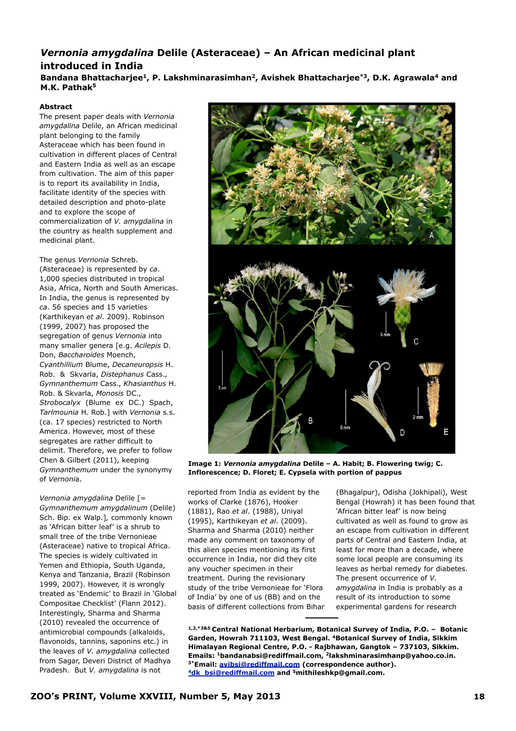# *Vernonia amygdalina* Delile (Asteraceae) – An African medicinal plant introduced in India

**Bandana Bhattacharjee[1], P. Lakshminarasimhan[2], Avishek Bhattacharjee[*3], D.K. Agrawala[4] and M.K. Pathak[5]**

### Abstract

The present paper deals with *Vernonia amygdalina* Delile, an African medicinal plant belonging to the family Asteraceae which has been found in cultivation in different places of Central and Eastern India as well as an escape from cultivation. The aim of this paper is to report its availability in India, facilitate identity of the species with detailed description and photo-plate and to explore the scope of commercialization of *V. amygdalina* in the country as health supplement and medicinal plant.

The genus *Vernonia* Schreb. (Asteraceae) is represented by *ca*. 1,000 species distributed in tropical Asia, Africa, North and South Americas. In India, the genus is represented by *ca*. 56 species and 15 varieties (Karthikeyan *et al*. 2009). Robinson (1999, 2007) has proposed the segregation of genus *Vernonia* into many smaller genera [e.g. *Acilepis* D. Don, *Baccharoides* Moench, *Cyanthillium* Blume, *Decaneuropsis* H. Rob. & Skvarla, *Distephanus* Cass., *Gymnanthemum* Cass., *Khasianthus* H. Rob. & Skvarla, *Monosis* DC., *Strobocalyx* (Blume ex DC.) Spach, *Tarlmounia* H. Rob.] with *Vernonia* s.s. (ca. 17 species) restricted to North America. However, most of these segregates are rather difficult to delimit. Therefore, we prefer to follow Chen & Gilbert (2011), keeping *Gymnanthemum* under the synonymy of *Vernonia*.

*Vernonia amygdalina* Delile [= *Gymnanthemum amygdalinum* (Delile) Sch. Bip. ex Walp.], commonly known as 'African bitter leaf' is a shrub to small tree of the tribe Vernonieae (Asteraceae) native to tropical Africa. The species is widely cultivated in Yemen and Ethiopia, South Uganda, Kenya and Tanzania, Brazil (Robinson 1999, 2007). However, it is wrongly treated as 'Endemic' to Brazil in 'Global Compositae Checklist' (Flann 2012). Interestingly, Sharma and Sharma (2010) revealed the occurrence of antimicrobial compounds (alkaloids, flavonoids, tannins, saponins etc.) in the leaves of *V. amygdalina* collected from Sagar, Deveri District of Madhya Pradesh. But *V. amygdalina* is not reported from India as evident by the works of Clarke (1876), Hooker (1881), Rao *et al*. (1988), Uniyal (1995), Karthikeyan *et al*. (2009). Sharma and Sharma (2010) neither made any comment on taxonomy of this alien species mentioning its first occurrence in India, nor did they cite any voucher specimen in their treatment. During the revisionary study of the tribe Vernonieae for 'Flora of India' by one of us (BB) and on the basis of different collections from Bihar (Bhagalpur), Odisha (Jokhipali), West Bengal (Howrah) it has been found that 'African bitter leaf' is now being cultivated as well as found to grow as an escape from cultivation in different parts of Central and Eastern India, at least for more than a decade, where some local people are consuming its leaves as herbal remedy for diabetes. The present occurrence of *V. amygdalina* in India is probably as a result of its introduction to some experimental gardens for research

**Image 1: *Vernonia amygdalina* Delile – A. Habit; B. Flowering twig; C. Inflorescence; D. Floret; E. Cypsela with portion of pappus**

---

**[1,2,*3&5] Central National Herbarium, Botanical Survey of India, P.O. – Botanic Garden, Howrah 711103, West Bengal. [4]Botanical Survey of India, Sikkim Himalayan Regional Centre, P.O. - Rajbhawan, Gangtok – 737103, Sikkim. Emails: [1]bandanabsi@rediffmail.com, [2]lakshminarasimhanp@yahoo.co.in. [3*]Email: avibsi@rediffmail.com (correspondence author). [4]dk_bsi@rediffmail.com and [5]mithileshkp@gmail.com.**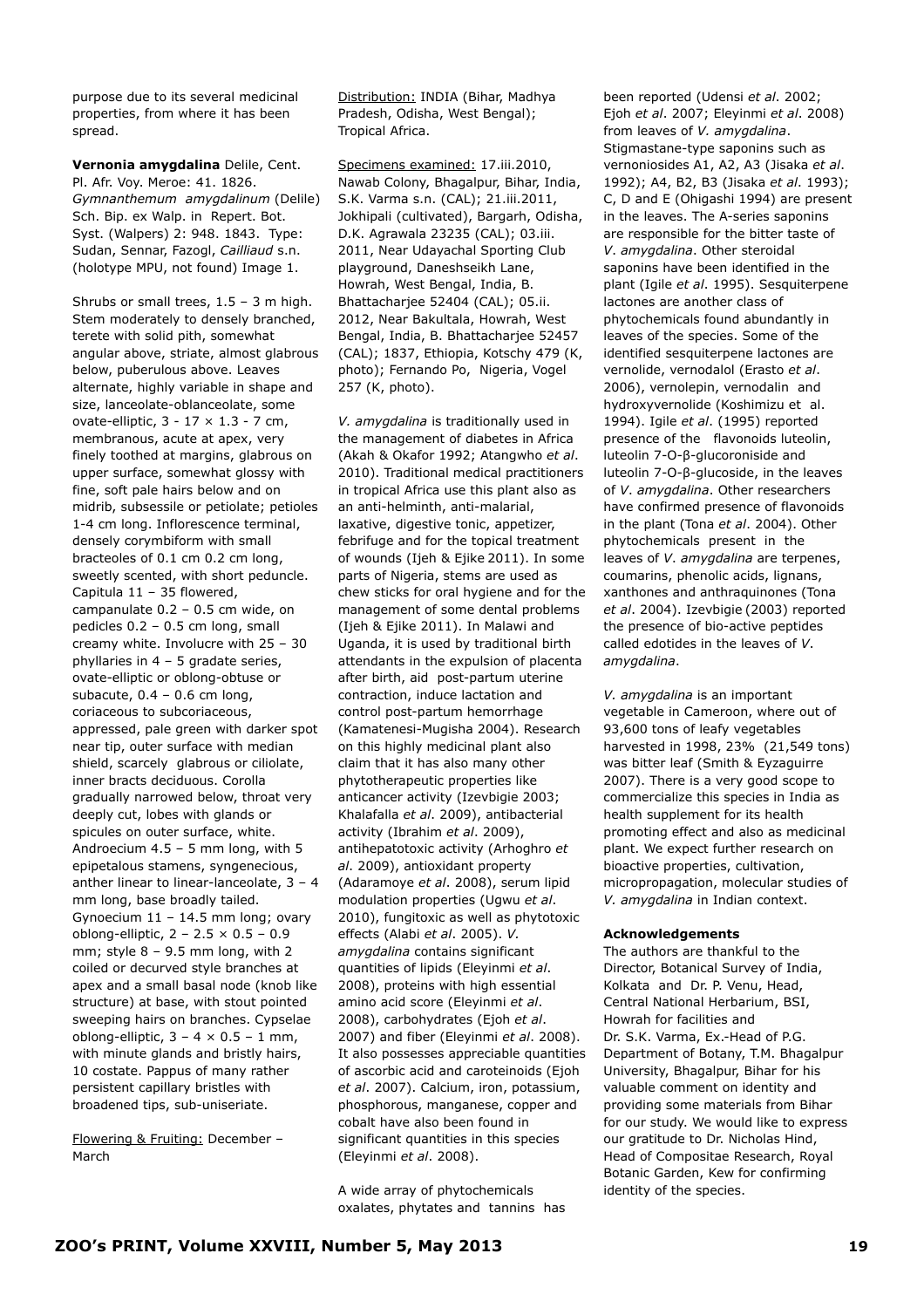purpose due to its several medicinal properties, from where it has been spread.

**Vernonia amygdalina** Delile, Cent. Pl. Afr. Voy. Meroe: 41. 1826. *Gymnanthemum amygdalinum* (Delile) Sch. Bip. ex Walp. in Repert. Bot. Syst. (Walpers) 2: 948. 1843. Type: Sudan, Sennar, Fazogl, *Cailliaud* s.n. (holotype MPU, not found) Image 1.

Shrubs or small trees, 1.5 – 3 m high. Stem moderately to densely branched, terete with solid pith, somewhat angular above, striate, almost glabrous below, puberulous above. Leaves alternate, highly variable in shape and size, lanceolate-oblanceolate, some ovate-elliptic, 3 - 17 × 1.3 - 7 cm, membranous, acute at apex, very finely toothed at margins, glabrous on upper surface, somewhat glossy with fine, soft pale hairs below and on midrib, subsessile or petiolate; petioles 1-4 cm long. Inflorescence terminal, densely corymbiform with small bracteoles of 0.1 cm 0.2 cm long, sweetly scented, with short peduncle. Capitula 11 – 35 flowered, campanulate 0.2 – 0.5 cm wide, on pedicles 0.2 – 0.5 cm long, small creamy white. Involucre with 25 – 30 phyllaries in 4 – 5 gradate series, ovate-elliptic or oblong-obtuse or subacute, 0.4 – 0.6 cm long, coriaceous to subcoriaceous, appressed, pale green with darker spot near tip, outer surface with median shield, scarcely glabrous or ciliolate, inner bracts deciduous. Corolla gradually narrowed below, throat very deeply cut, lobes with glands or spicules on outer surface, white. Androecium 4.5 – 5 mm long, with 5 epipetalous stamens, syngenecious, anther linear to linear-lanceolate, 3 – 4 mm long, base broadly tailed. Gynoecium 11 – 14.5 mm long; ovary oblong-elliptic, 2 – 2.5 × 0.5 – 0.9 mm; style 8 – 9.5 mm long, with 2 coiled or decurved style branches at apex and a small basal node (knob like structure) at base, with stout pointed sweeping hairs on branches. Cypselae oblong-elliptic, 3 – 4 × 0.5 – 1 mm, with minute glands and bristly hairs, 10 costate. Pappus of many rather persistent capillary bristles with broadened tips, sub-uniseriate.

Flowering & Fruiting: December – March

Distribution: INDIA (Bihar, Madhya Pradesh, Odisha, West Bengal); Tropical Africa.

Specimens examined: 17.iii.2010, Nawab Colony, Bhagalpur, Bihar, India, S.K. Varma s.n. (CAL); 21.iii.2011, Jokhipali (cultivated), Bargarh, Odisha, D.K. Agrawala 23235 (CAL); 03.iii. 2011, Near Udayachal Sporting Club playground, Daneshseikh Lane, Howrah, West Bengal, India, B. Bhattacharjee 52404 (CAL); 05.ii. 2012, Near Bakultala, Howrah, West Bengal, India, B. Bhattacharjee 52457 (CAL); 1837, Ethiopia, Kotschy 479 (K, photo); Fernando Po, Nigeria, Vogel 257 (K, photo).

*V. amygdalina* is traditionally used in the management of diabetes in Africa (Akah & Okafor 1992; Atangwho *et al*. 2010). Traditional medical practitioners in tropical Africa use this plant also as an anti-helminth, anti-malarial, laxative, digestive tonic, appetizer, febrifuge and for the topical treatment of wounds (Ijeh & Ejike 2011). In some parts of Nigeria, stems are used as chew sticks for oral hygiene and for the management of some dental problems (Ijeh & Ejike 2011). In Malawi and Uganda, it is used by traditional birth attendants in the expulsion of placenta after birth, aid post-partum uterine contraction, induce lactation and control post-partum hemorrhage (Kamatenesi-Mugisha 2004). Research on this highly medicinal plant also claim that it has also many other phytotherapeutic properties like anticancer activity (Izevbigie 2003; Khalafalla *et al*. 2009), antibacterial activity (Ibrahim *et al*. 2009), antihepatotoxic activity (Arhoghro *et al*. 2009), antioxidant property (Adaramoye *et al*. 2008), serum lipid modulation properties (Ugwu *et al*. 2010), fungitoxic as well as phytotoxic effects (Alabi *et al*. 2005). *V. amygdalina* contains significant quantities of lipids (Eleyinmi *et al*. 2008), proteins with high essential amino acid score (Eleyinmi *et al*. 2008), carbohydrates (Ejoh *et al*. 2007) and fiber (Eleyinmi *et al*. 2008). It also possesses appreciable quantities of ascorbic acid and caroteinoids (Ejoh *et al*. 2007). Calcium, iron, potassium, phosphorous, manganese, copper and cobalt have also been found in significant quantities in this species (Eleyinmi *et al*. 2008).

A wide array of phytochemicals oxalates, phytates and tannins has been reported (Udensi *et al*. 2002; Ejoh *et al*. 2007; Eleyinmi *et al*. 2008) from leaves of *V. amygdalina*. Stigmastane-type saponins such as vernoniosides A1, A2, A3 (Jisaka *et al*. 1992); A4, B2, B3 (Jisaka *et al*. 1993); C, D and E (Ohigashi 1994) are present in the leaves. The A-series saponins are responsible for the bitter taste of *V. amygdalina*. Other steroidal saponins have been identified in the plant (Igile *et al*. 1995). Sesquiterpene lactones are another class of phytochemicals found abundantly in leaves of the species. Some of the identified sesquiterpene lactones are vernolide, vernodalol (Erasto *et al*. 2006), vernolepin, vernodalin and hydroxyvernolide (Koshimizu et al. 1994). Igile *et al*. (1995) reported presence of the flavonoids luteolin, luteolin 7-O-β-glucoroniside and luteolin 7-O-β-glucoside, in the leaves of *V*. *amygdalina*. Other researchers have confirmed presence of flavonoids in the plant (Tona *et al*. 2004). Other phytochemicals present in the leaves of *V. amygdalina* are terpenes, coumarins, phenolic acids, lignans, xanthones and anthraquinones (Tona *et al*. 2004). Izevbigie (2003) reported the presence of bio-active peptides called edotides in the leaves of *V*. *amygdalina*.

*V. amygdalina* is an important vegetable in Cameroon, where out of 93,600 tons of leafy vegetables harvested in 1998, 23% (21,549 tons) was bitter leaf (Smith & Eyzaguirre 2007). There is a very good scope to commercialize this species in India as health supplement for its health promoting effect and also as medicinal plant. We expect further research on bioactive properties, cultivation, micropropagation, molecular studies of *V. amygdalina* in Indian context.

**Acknowledgements**

The authors are thankful to the Director, Botanical Survey of India, Kolkata and Dr. P. Venu, Head, Central National Herbarium, BSI, Howrah for facilities and Dr. S.K. Varma, Ex.-Head of P.G. Department of Botany, T.M. Bhagalpur University, Bhagalpur, Bihar for his valuable comment on identity and providing some materials from Bihar for our study. We would like to express our gratitude to Dr. Nicholas Hind, Head of Compositae Research, Royal Botanic Garden, Kew for confirming identity of the species.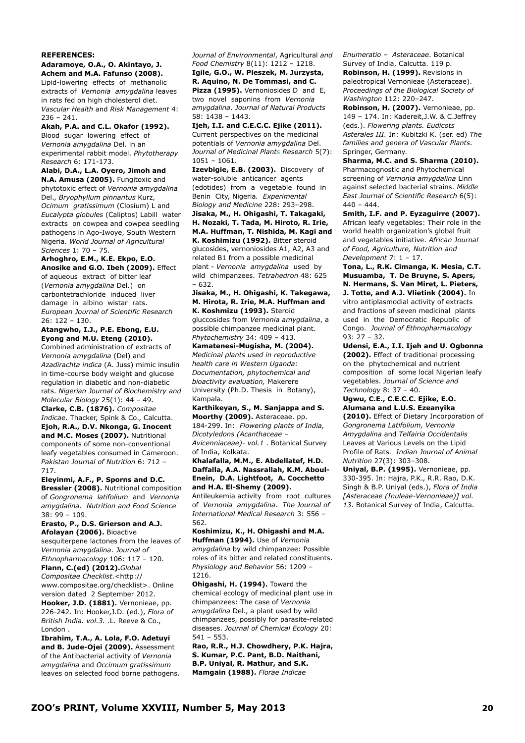**REFERENCES:**

**Adaramoye, O.A., O. Akintayo, J. Achem and M.A. Fafunso (2008).** Lipid-lowering effects of methanolic extracts of *Vernonia amygdalina* leaves in rats fed on high cholesterol diet. *Vascular Health* and *Risk Management* 4: 236 – 241.

**Akah, P.A. and C.L. Okafor (1992).** Blood sugar lowering effect of *Vernonia amygdalina* Del. in an experimental rabbit model. *Phytotherapy Research* 6: 171-173.

**Alabi, D.A., L.A. Oyero, Jimoh and N.A. Amusa (2005).** Fungitoxic and phytotoxic effect of *Vernonia amygdalina* Del., *Bryophyllum pinnantus* Kurz, *Ocimum gratissimum* (Closium) L and *Eucalypta globules* (Caliptos) Labill water extracts on cowpea and cowpea seedling pathogens in Ago-Iwoye, South Western Nigeria. *World Journal of Agricultural Sciences* 1: 70 – 75.

**Arhoghro, E.M., K.E. Ekpo, E.O. Anosike and G.O. Ibeh (2009).** Effect of aqueous extract of bitter leaf (*Vernonia amygdalina* Del.) on carbontetrachloride induced liver damage in albino wistar rats. *European Journal of Scientific Research* 26: 122 – 130.

**Atangwho, I.J., P.E. Ebong, E.U. Eyong and M.U. Eteng (2010).** Combined administration of extracts of *Vernonia amygdalina* (Del) and *Azadirachta indica* (A. Juss) mimic insulin in time-course body weight and glucose regulation in diabetic and non-diabetic rats. *Nigerian Journal of Biochemistry and Molecular Biology* 25(1): 44 – 49.

**Clarke, C.B. (1876).** *Compositae Indicae*. Thacker, Spink & Co., Calcutta.

**Ejoh, R.A., D.V. Nkonga, G. Inocent and M.C. Moses (2007).** Nutritional components of some non-conventional leafy vegetables consumed in Cameroon. *Pakistan Journal of Nutrition* 6: 712 – 717.

**Eleyinmi, A.F., P. Sporns and D.C. Bressler (2008).** Nutritional composition of *Gongronema latifolium* and *Vernonia amygdalina*. *Nutrition and Food Science* 38: 99 – 109.

**Erasto, P., D.S. Grierson and A.J. Afolayan (2006).** Bioactive sesquiterpene lactones from the leaves of *Vernonia amygdalina*. *Journal of Ethnopharmacology* 106: 117 – 120.

**Flann, C.(ed) (2012).** *Global Compositae Checklist*.<http://www.compositae.org/checklist>. Online version dated 2 September 2012.

**Hooker, J.D. (1881).** Vernonieae, pp. 226-242. In: Hooker,J.D. (ed.), *Flora of British India. vol.3.* .L. Reeve & Co., London .

**Ibrahim, T.A., A. Lola, F.O. Adetuyi and B. Jude-Ojei (2009).** Assessment of the Antibacterial activity of *Vernonia amygdalina* and *Occimum gratissimum* leaves on selected food borne pathogens. *Journal of Environmental*, Agricultural *and Food Chemistry* 8(11): 1212 – 1218.

**Igile, G.O., W. Pleszek, M. Jurzysta, R. Aquino, N. De Tommasi, and C. Pizza (1995).** Vernoniosides D and E, two novel saponins from *Vernonia amygdalina*. *Journal of Natural Products* 58: 1438 – 1443.

**Ijeh, I.I. and C.E.C.C. Ejike (2011).** Current perspectives on the medicinal potentials of *Vernonia amygdalina* Del. *Journal of Medicinal Plants Research* 5(7): 1051 – 1061.

**Izevbigie, E.B. (2003).** Discovery of water-soluble anticancer agents (edotides) from a vegetable found in Benin City, Nigeria. *Experimental Biology and Medicine* 228: 293–298.

**Jisaka, M., H. Ohigashi, T. Takagaki, H. Nozaki, T. Tada, M. Hiroto, R. Irie, M.A. Huffman, T. Nishida, M. Kagi and K. Koshimizu (1992).** Bitter steroid glucosides, vernoniosides A1, A2, A3 and related B1 from a possible medicinal plant - *Vernonia amygdalina* used by wild chimpanzees. *Tetrahedron* 48: 625 – 632.

**Jisaka, M., H. Ohigashi, K. Takegawa, M. Hirota, R. Irie, M.A. Huffman and K. Koshmizu (1993).** Steroid gluccosides from *Vernonia amygdalina*, a possible chimpanzee medicinal plant. *Phytochemistry* 34: 409 – 413.

**Kamatenesi-Mugisha, M. (2004).** *Medicinal plants used in reproductive health care in Western Uganda: Documentation, phytochemical and bioactivity evaluation,* Makerere University (Ph.D. Thesis in Botany), Kampala.

**Karthikeyan, S., M. Sanjappa and S. Moorthy (2009).** Asteraceae. pp. 184-299. In: *Flowering plants of India, Dicotyledons (Acanthaceae – Avicenniaceae)- vol.1* . Botanical Survey of India, Kolkata.

**Khalafalla, M.M., E. Abdellatef, H.D. Daffalla, A.A. Nassrallah, K.M. Aboul-Enein, D.A. Lightfoot, A. Cocchetto and H.A. El-Shemy (2009).** Antileukemia activity from root cultures of *Vernonia amygdalina*. *The Journal of International Medical Research* 3: 556 – 562.

**Koshimizu, K., H. Ohigashi and M.A. Huffman (1994).** Use of *Vernonia amygdalina* by wild chimpanzee: Possible roles of its bitter and related constituents. *Physiology and Behavior* 56: 1209 – 1216.

**Ohigashi, H. (1994).** Toward the chemical ecology of medicinal plant use in chimpanzees: The case of *Vernonia amygdalina* Del., a plant used by wild chimpanzees, possibly for parasite-related diseases. *Journal of Chemical Ecology* 20: 541 – 553.

**Rao, R.R., H.J. Chowdhery, P.K. Hajra, S. Kumar, P.C. Pant, B.D. Naithani, B.P. Uniyal, R. Mathur, and S.K. Mamgain (1988).** *Florae Indicae Enumeratio – Asteraceae*. Botanical Survey of India, Calcutta. 119 p.

**Robinson, H. (1999).** Revisions in paleotropical Vernonieae (Asteraceae). *Proceedings of the Biological Society of Washington* 112: 220–247.

**Robinson, H. (2007).** Vernonieae, pp. 149 – 174. In: Kadereit,J.W. & C.Jeffrey (eds.). *Flowering plants. Eudicots Asterales III.* In: Kubitzki K. (ser. ed) *The families and genera of Vascular Plants*. Springer, Germany.

**Sharma, M.C. and S. Sharma (2010).** Pharmacognostic and Phytochemical screening of *Vernonia amygdalina* Linn against selected bacterial strains. *Middle East Journal of Scientific Research* 6(5): 440 – 444.

**Smith, I.F. and P. Eyzaguirre (2007).** African leafy vegetables: Their role in the world health organization's global fruit and vegetables initiative. *African Journal of Food, Agriculture, Nutrition and Development* 7: 1 – 17.

**Tona, L., R.K. Cimanga, K. Mesia, C.T. Musuamba, T. De Bruyne, S. Apers, N. Hermans, S. Van Miret, L. Pieters, J. Totte, and A.J. Vlietink (2004).** In vitro antiplasmodial activity of extracts and fractions of seven medicinal plants used in the Democratic Republic of Congo. *Journal of Ethnopharmacology* 93: 27 – 32.

**Udensi, E.A., I.I. Ijeh and U. Ogbonna (2002).** Effect of traditional processing on the phytochemical and nutrient composition of some local Nigerian leafy vegetables. *Journal of Science and Technology* 8: 37 – 40.

**Ugwu, C.E., C.E.C.C. Ejike, E.O. Alumana and L.U.S. Ezeanyika (2010).** Effect of Dietary Incorporation of *Gongronema Latifolium, Vernonia Amygdalina* and *Telfairia Occidentalis* Leaves at Various Levels on the Lipid Profile of Rats. *Indian Journal of Animal Nutrition* 27(3): 303–308.

**Uniyal, B.P. (1995).** Vernonieae, pp. 330-395. In: Hajra, P.K., R.R. Rao, D.K. Singh & B.P. Uniyal (eds.), *Flora of India [Asteraceae (Inuleae-Vernonieae)] vol. 13*. Botanical Survey of India, Calcutta.